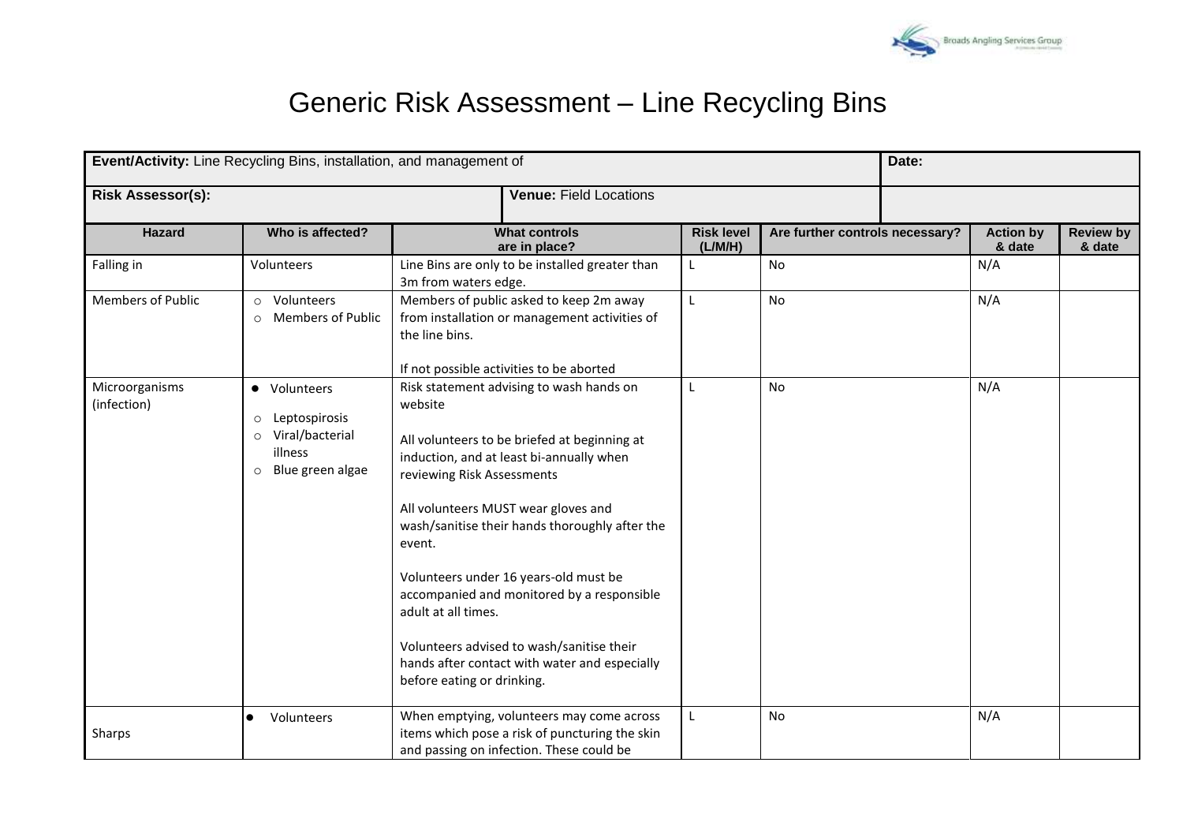# Generic Risk Assessment – Line Recycling Bins

| | | | | | | | |
|---|---|---|---|---|---|---|---|
| **Event/Activity:** Line Recycling Bins, installation, and management of | | | | | **Date:** | | |
| **Risk Assessor(s):** | | **Venue:** Field Locations | | | | | |
| **Hazard** | **Who is affected?** | **What controls are in place?** | **Risk level (L/M/H)** | **Are further controls necessary?** | | **Action by & date** | **Review by & date** |
| Falling in | Volunteers | Line Bins are only to be installed greater than 3m from waters edge. | L | No | | N/A | |
| Members of Public | ○ Volunteers<br>○ Members of Public | Members of public asked to keep 2m away from installation or management activities of the line bins.<br><br>If not possible activities to be aborted | L | No | | N/A | |
| Microorganisms (infection) | ● Volunteers<br><br>○ Leptospirosis<br>○ Viral/bacterial illness<br>○ Blue green algae | Risk statement advising to wash hands on website<br><br>All volunteers to be briefed at beginning at induction, and at least bi-annually when reviewing Risk Assessments<br><br>All volunteers MUST wear gloves and wash/sanitise their hands thoroughly after the event.<br><br>Volunteers under 16 years-old must be accompanied and monitored by a responsible adult at all times.<br><br>Volunteers advised to wash/sanitise their hands after contact with water and especially before eating or drinking. | L | No | | N/A | |
| Sharps | ● Volunteers | When emptying, volunteers may come across items which pose a risk of puncturing the skin and passing on infection. These could be | L | No | | N/A | |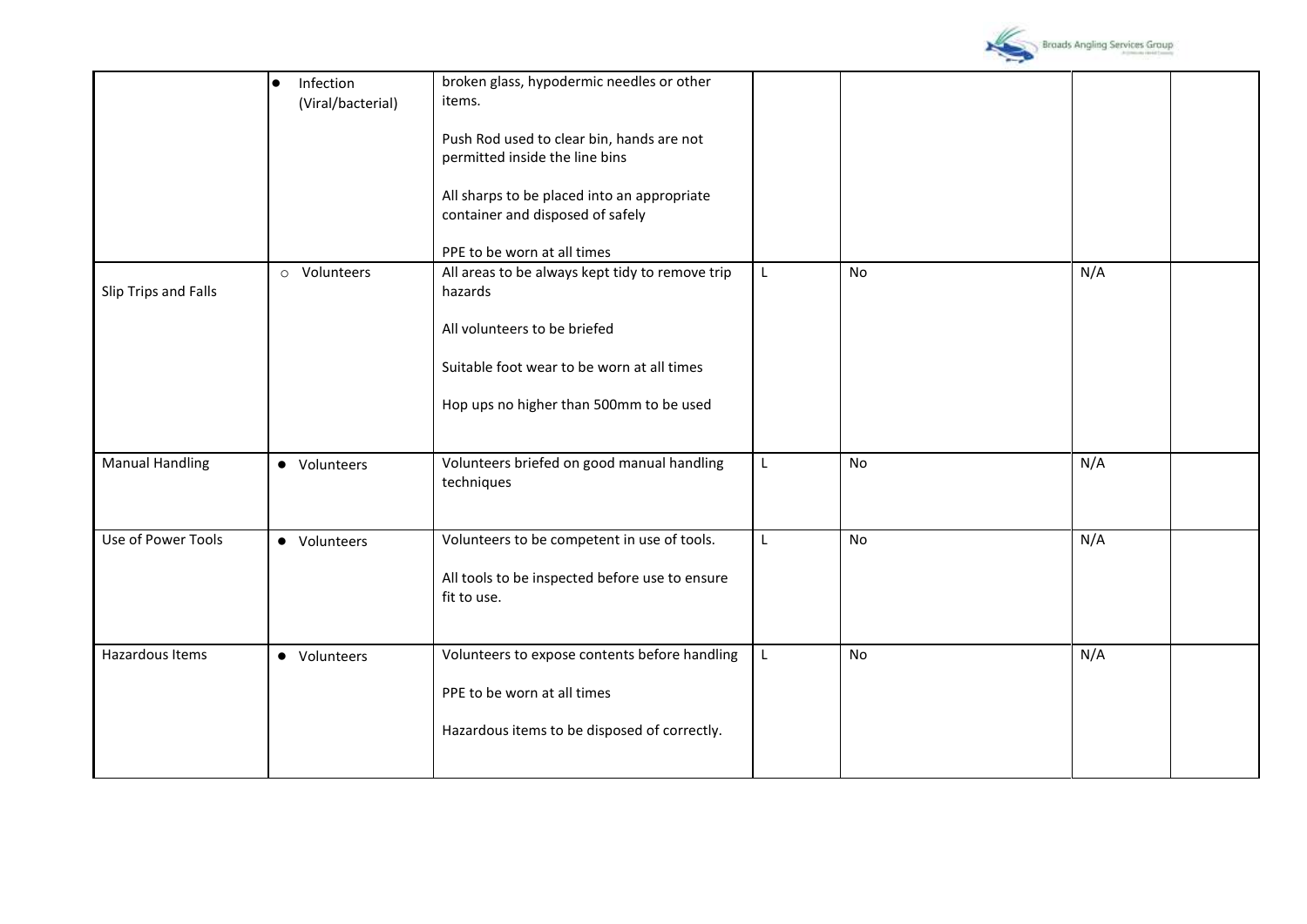| | | | | | | |
|---|---|---|---|---|---|---|
| | • Infection (Viral/bacterial) | broken glass, hypodermic needles or other items.<br><br>Push Rod used to clear bin, hands are not permitted inside the line bins<br><br>All sharps to be placed into an appropriate container and disposed of safely<br><br>PPE to be worn at all times | | | | |
| Slip Trips and Falls | ○ Volunteers | All areas to be always kept tidy to remove trip hazards<br><br>All volunteers to be briefed<br><br>Suitable foot wear to be worn at all times<br><br>Hop ups no higher than 500mm to be used | L | No | N/A | |
| Manual Handling | • Volunteers | Volunteers briefed on good manual handling techniques | L | No | N/A | |
| Use of Power Tools | • Volunteers | Volunteers to be competent in use of tools.<br><br>All tools to be inspected before use to ensure fit to use. | L | No | N/A | |
| Hazardous Items | • Volunteers | Volunteers to expose contents before handling<br><br>PPE to be worn at all times<br><br>Hazardous items to be disposed of correctly. | L | No | N/A | |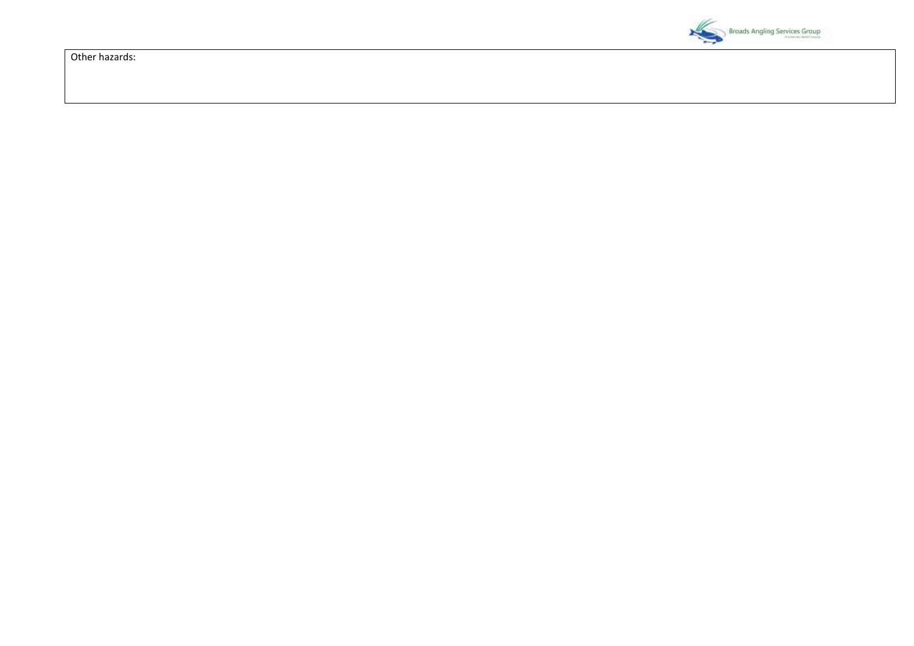| Other hazards: |
| --- |
| |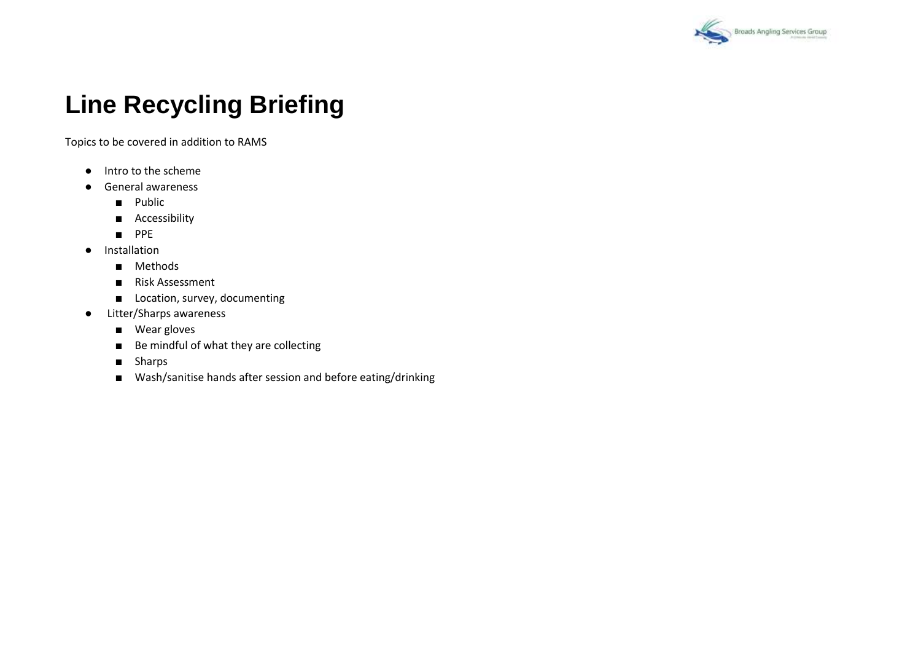# Line Recycling Briefing

Topics to be covered in addition to RAMS

- Intro to the scheme
- General awareness
  - Public
  - Accessibility
  - PPE
- Installation
  - Methods
  - Risk Assessment
  - Location, survey, documenting
- Litter/Sharps awareness
  - Wear gloves
  - Be mindful of what they are collecting
  - Sharps
  - Wash/sanitise hands after session and before eating/drinking